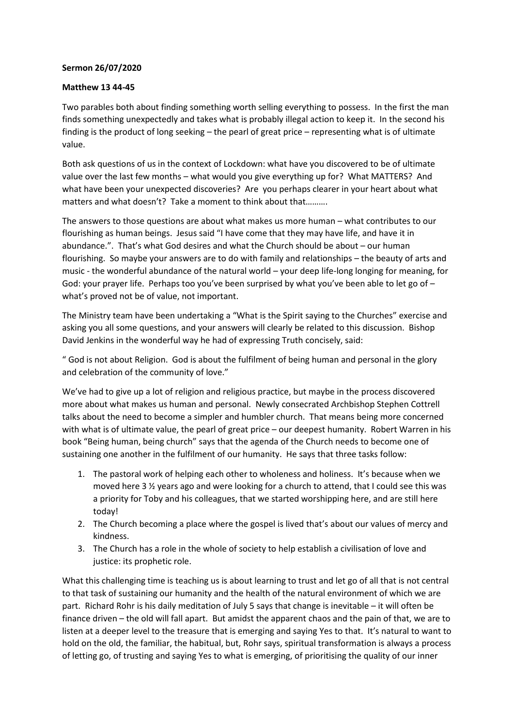**Sermon 26/07/2020**

**Matthew 13 44-45**

Two parables both about finding something worth selling everything to possess. In the first the man finds something unexpectedly and takes what is probably illegal action to keep it. In the second his finding is the product of long seeking – the pearl of great price – representing what is of ultimate value.

Both ask questions of us in the context of Lockdown: what have you discovered to be of ultimate value over the last few months – what would you give everything up for? What MATTERS? And what have been your unexpected discoveries? Are you perhaps clearer in your heart about what matters and what doesn't? Take a moment to think about that……….

The answers to those questions are about what makes us more human – what contributes to our flourishing as human beings. Jesus said "I have come that they may have life, and have it in abundance.". That's what God desires and what the Church should be about – our human flourishing. So maybe your answers are to do with family and relationships – the beauty of arts and music - the wonderful abundance of the natural world – your deep life-long longing for meaning, for God: your prayer life. Perhaps too you've been surprised by what you've been able to let go of – what's proved not be of value, not important.

The Ministry team have been undertaking a "What is the Spirit saying to the Churches" exercise and asking you all some questions, and your answers will clearly be related to this discussion. Bishop David Jenkins in the wonderful way he had of expressing Truth concisely, said:

" God is not about Religion. God is about the fulfilment of being human and personal in the glory and celebration of the community of love."

We've had to give up a lot of religion and religious practice, but maybe in the process discovered more about what makes us human and personal. Newly consecrated Archbishop Stephen Cottrell talks about the need to become a simpler and humbler church. That means being more concerned with what is of ultimate value, the pearl of great price – our deepest humanity. Robert Warren in his book "Being human, being church" says that the agenda of the Church needs to become one of sustaining one another in the fulfilment of our humanity. He says that three tasks follow:

1. The pastoral work of helping each other to wholeness and holiness. It's because when we moved here 3 ½ years ago and were looking for a church to attend, that I could see this was a priority for Toby and his colleagues, that we started worshipping here, and are still here today!
2. The Church becoming a place where the gospel is lived that's about our values of mercy and kindness.
3. The Church has a role in the whole of society to help establish a civilisation of love and justice: its prophetic role.

What this challenging time is teaching us is about learning to trust and let go of all that is not central to that task of sustaining our humanity and the health of the natural environment of which we are part. Richard Rohr is his daily meditation of July 5 says that change is inevitable – it will often be finance driven – the old will fall apart. But amidst the apparent chaos and the pain of that, we are to listen at a deeper level to the treasure that is emerging and saying Yes to that. It's natural to want to hold on the old, the familiar, the habitual, but, Rohr says, spiritual transformation is always a process of letting go, of trusting and saying Yes to what is emerging, of prioritising the quality of our inner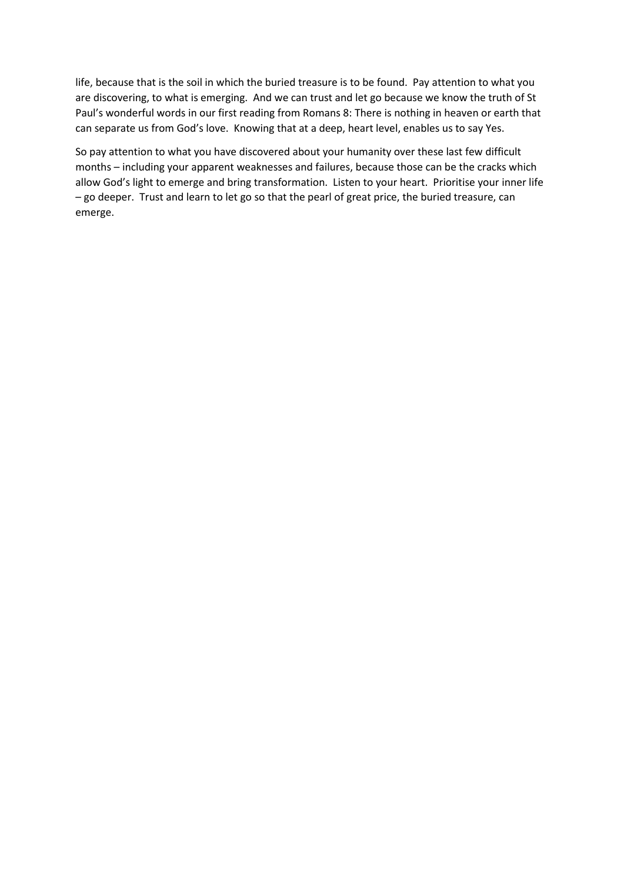life, because that is the soil in which the buried treasure is to be found. Pay attention to what you are discovering, to what is emerging. And we can trust and let go because we know the truth of St Paul's wonderful words in our first reading from Romans 8: There is nothing in heaven or earth that can separate us from God's love. Knowing that at a deep, heart level, enables us to say Yes.

So pay attention to what you have discovered about your humanity over these last few difficult months – including your apparent weaknesses and failures, because those can be the cracks which allow God's light to emerge and bring transformation. Listen to your heart. Prioritise your inner life – go deeper. Trust and learn to let go so that the pearl of great price, the buried treasure, can emerge.